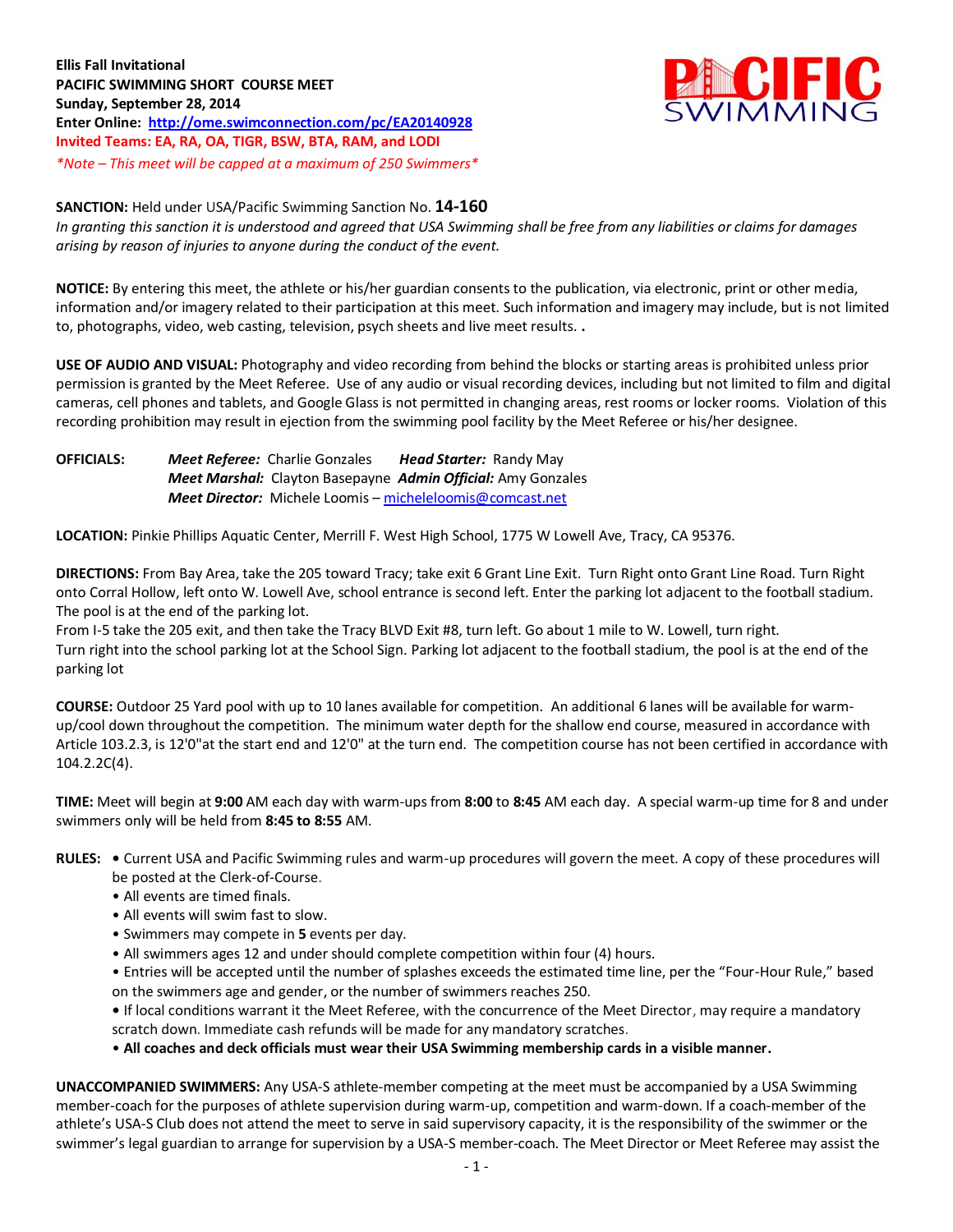**Ellis Fall Invitational**
**PACIFIC SWIMMING SHORT COURSE MEET**
**Sunday, September 28, 2014**
**Enter Online: [http://ome.swimconnection.com/pc/EA20140928](http://ome.swimconnection.com/pc/EA20140928)**
**Invited Teams: EA, RA, OA, TIGR, BSW, BTA, RAM, and LODI**
*\*Note – This meet will be capped at a maximum of 250 Swimmers\**

**SANCTION:** Held under USA/Pacific Swimming Sanction No. **14-160**
*In granting this sanction it is understood and agreed that USA Swimming shall be free from any liabilities or claims for damages arising by reason of injuries to anyone during the conduct of the event.*

**NOTICE:** By entering this meet, the athlete or his/her guardian consents to the publication, via electronic, print or other media, information and/or imagery related to their participation at this meet. Such information and imagery may include, but is not limited to, photographs, video, web casting, television, psych sheets and live meet results. .

**USE OF AUDIO AND VISUAL:** Photography and video recording from behind the blocks or starting areas is prohibited unless prior permission is granted by the Meet Referee. Use of any audio or visual recording devices, including but not limited to film and digital cameras, cell phones and tablets, and Google Glass is not permitted in changing areas, rest rooms or locker rooms. Violation of this recording prohibition may result in ejection from the swimming pool facility by the Meet Referee or his/her designee.

**OFFICIALS:** ***Meet Referee:*** Charlie Gonzales ***Head Starter:*** Randy May
***Meet Marshal:*** Clayton Basepayne ***Admin Official:*** Amy Gonzales
***Meet Director:*** Michele Loomis – [micheleloomis@comcast.net](mailto:micheleloomis@comcast.net)

**LOCATION:** Pinkie Phillips Aquatic Center, Merrill F. West High School, 1775 W Lowell Ave, Tracy, CA 95376.

**DIRECTIONS:** From Bay Area, take the 205 toward Tracy; take exit 6 Grant Line Exit. Turn Right onto Grant Line Road. Turn Right onto Corral Hollow, left onto W. Lowell Ave, school entrance is second left. Enter the parking lot adjacent to the football stadium. The pool is at the end of the parking lot.
From I-5 take the 205 exit, and then take the Tracy BLVD Exit #8, turn left. Go about 1 mile to W. Lowell, turn right.
Turn right into the school parking lot at the School Sign. Parking lot adjacent to the football stadium, the pool is at the end of the parking lot

**COURSE:** Outdoor 25 Yard pool with up to 10 lanes available for competition. An additional 6 lanes will be available for warm-up/cool down throughout the competition. The minimum water depth for the shallow end course, measured in accordance with Article 103.2.3, is 12'0"at the start end and 12'0" at the turn end. The competition course has not been certified in accordance with 104.2.2C(4).

**TIME:** Meet will begin at **9:00** AM each day with warm-ups from **8:00** to **8:45** AM each day. A special warm-up time for 8 and under swimmers only will be held from **8:45 to 8:55** AM.

**RULES:**
- Current USA and Pacific Swimming rules and warm-up procedures will govern the meet. A copy of these procedures will be posted at the Clerk-of-Course.
- All events are timed finals.
- All events will swim fast to slow.
- Swimmers may compete in **5** events per day.
- All swimmers ages 12 and under should complete competition within four (4) hours.
- Entries will be accepted until the number of splashes exceeds the estimated time line, per the "Four-Hour Rule," based on the swimmers age and gender, or the number of swimmers reaches 250.
- If local conditions warrant it the Meet Referee, with the concurrence of the Meet Director, may require a mandatory scratch down. Immediate cash refunds will be made for any mandatory scratches.
- **All coaches and deck officials must wear their USA Swimming membership cards in a visible manner.**

**UNACCOMPANIED SWIMMERS:** Any USA-S athlete-member competing at the meet must be accompanied by a USA Swimming member-coach for the purposes of athlete supervision during warm-up, competition and warm-down. If a coach-member of the athlete's USA-S Club does not attend the meet to serve in said supervisory capacity, it is the responsibility of the swimmer or the swimmer's legal guardian to arrange for supervision by a USA-S member-coach. The Meet Director or Meet Referee may assist the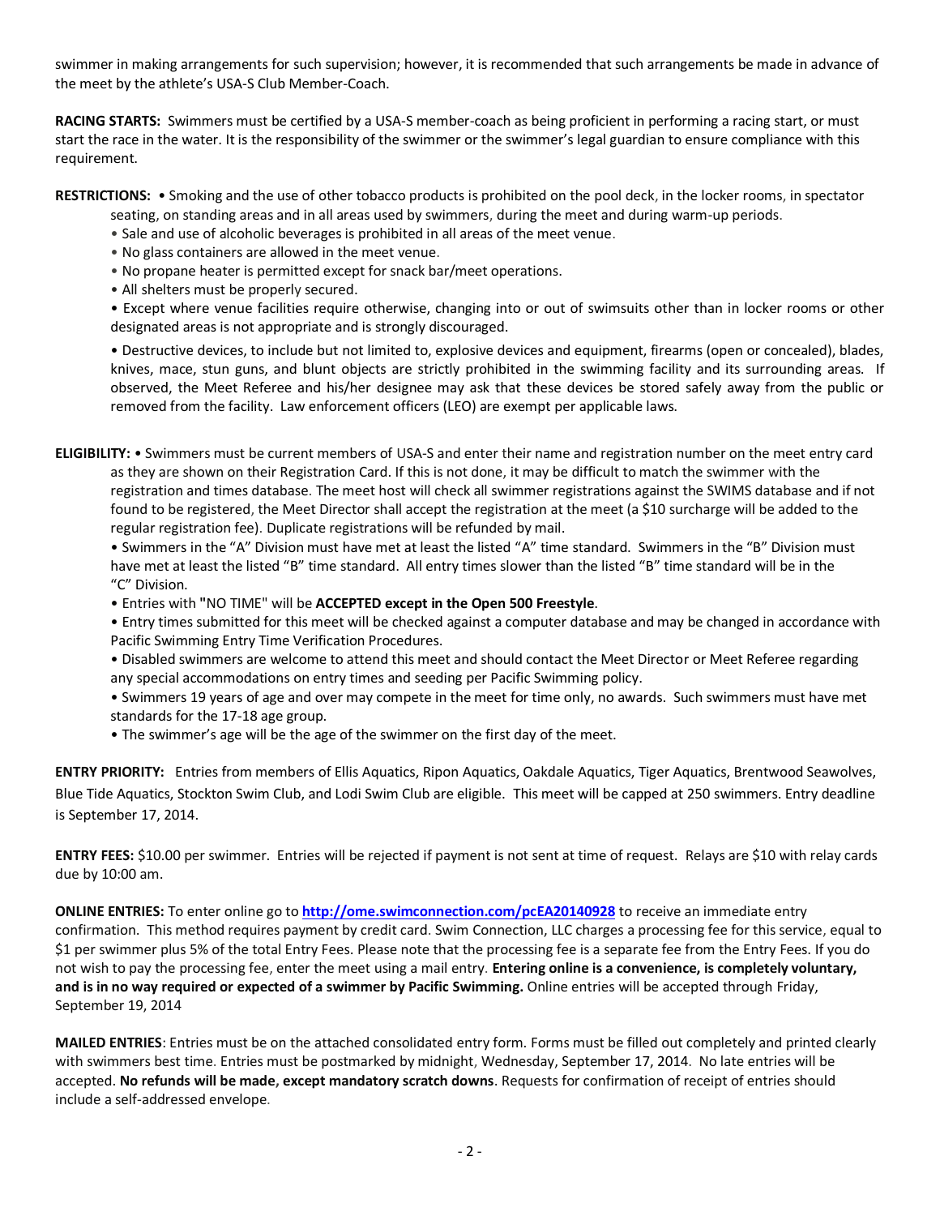swimmer in making arrangements for such supervision; however, it is recommended that such arrangements be made in advance of the meet by the athlete's USA-S Club Member-Coach.

**RACING STARTS:** Swimmers must be certified by a USA-S member-coach as being proficient in performing a racing start, or must start the race in the water. It is the responsibility of the swimmer or the swimmer's legal guardian to ensure compliance with this requirement.

**RESTRICTIONS:** • Smoking and the use of other tobacco products is prohibited on the pool deck, in the locker rooms, in spectator seating, on standing areas and in all areas used by swimmers, during the meet and during warm-up periods.

- Sale and use of alcoholic beverages is prohibited in all areas of the meet venue.
- No glass containers are allowed in the meet venue.
- No propane heater is permitted except for snack bar/meet operations.
- All shelters must be properly secured.
- Except where venue facilities require otherwise, changing into or out of swimsuits other than in locker rooms or other designated areas is not appropriate and is strongly discouraged.
- Destructive devices, to include but not limited to, explosive devices and equipment, firearms (open or concealed), blades, knives, mace, stun guns, and blunt objects are strictly prohibited in the swimming facility and its surrounding areas. If observed, the Meet Referee and his/her designee may ask that these devices be stored safely away from the public or removed from the facility. Law enforcement officers (LEO) are exempt per applicable laws.

**ELIGIBILITY:** • Swimmers must be current members of USA-S and enter their name and registration number on the meet entry card as they are shown on their Registration Card. If this is not done, it may be difficult to match the swimmer with the registration and times database. The meet host will check all swimmer registrations against the SWIMS database and if not found to be registered, the Meet Director shall accept the registration at the meet (a $10 surcharge will be added to the regular registration fee). Duplicate registrations will be refunded by mail.

- Swimmers in the "A" Division must have met at least the listed "A" time standard. Swimmers in the "B" Division must have met at least the listed "B" time standard. All entry times slower than the listed "B" time standard will be in the "C" Division.
- Entries with "NO TIME" will be **ACCEPTED except in the Open 500 Freestyle**.
- Entry times submitted for this meet will be checked against a computer database and may be changed in accordance with Pacific Swimming Entry Time Verification Procedures.
- Disabled swimmers are welcome to attend this meet and should contact the Meet Director or Meet Referee regarding any special accommodations on entry times and seeding per Pacific Swimming policy.
- Swimmers 19 years of age and over may compete in the meet for time only, no awards. Such swimmers must have met standards for the 17-18 age group.
- The swimmer's age will be the age of the swimmer on the first day of the meet.

**ENTRY PRIORITY:** Entries from members of Ellis Aquatics, Ripon Aquatics, Oakdale Aquatics, Tiger Aquatics, Brentwood Seawolves, Blue Tide Aquatics, Stockton Swim Club, and Lodi Swim Club are eligible. This meet will be capped at 250 swimmers. Entry deadline is September 17, 2014.

**ENTRY FEES:** $10.00 per swimmer. Entries will be rejected if payment is not sent at time of request. Relays are $10 with relay cards due by 10:00 am.

**ONLINE ENTRIES:** To enter online go to **http://ome.swimconnection.com/pcEA20140928** to receive an immediate entry confirmation. This method requires payment by credit card. Swim Connection, LLC charges a processing fee for this service, equal to $1 per swimmer plus 5% of the total Entry Fees. Please note that the processing fee is a separate fee from the Entry Fees. If you do not wish to pay the processing fee, enter the meet using a mail entry. **Entering online is a convenience, is completely voluntary, and is in no way required or expected of a swimmer by Pacific Swimming.** Online entries will be accepted through Friday, September 19, 2014

**MAILED ENTRIES**: Entries must be on the attached consolidated entry form. Forms must be filled out completely and printed clearly with swimmers best time. Entries must be postmarked by midnight, Wednesday, September 17, 2014. No late entries will be accepted. **No refunds will be made, except mandatory scratch downs**. Requests for confirmation of receipt of entries should include a self-addressed envelope.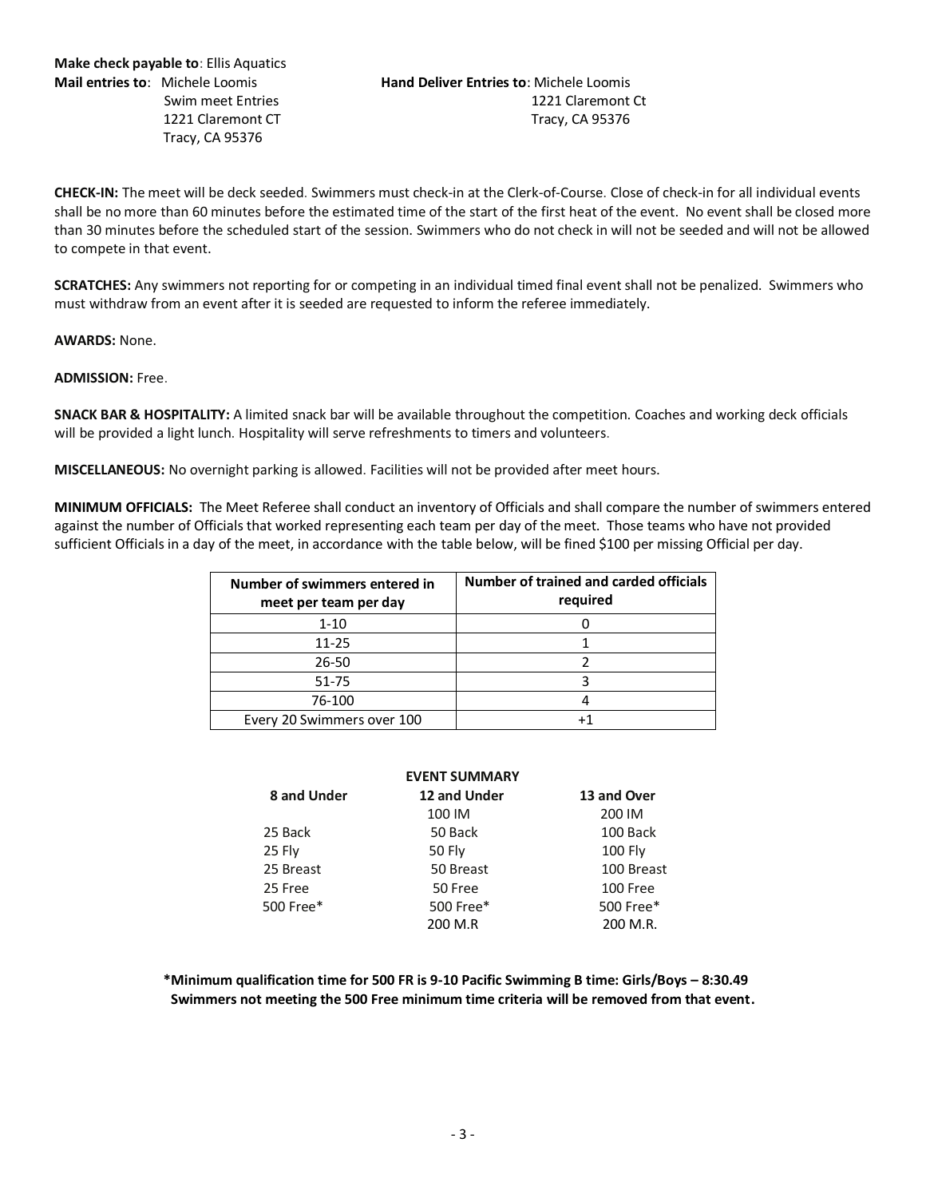**Make check payable to**: Ellis Aquatics

**Mail entries to**: Michele Loomis
Swim meet Entries
1221 Claremont CT
Tracy, CA 95376

**Hand Deliver Entries to**: Michele Loomis
1221 Claremont Ct
Tracy, CA 95376

**CHECK-IN:** The meet will be deck seeded. Swimmers must check-in at the Clerk-of-Course. Close of check-in for all individual events shall be no more than 60 minutes before the estimated time of the start of the first heat of the event. No event shall be closed more than 30 minutes before the scheduled start of the session. Swimmers who do not check in will not be seeded and will not be allowed to compete in that event.

**SCRATCHES:** Any swimmers not reporting for or competing in an individual timed final event shall not be penalized. Swimmers who must withdraw from an event after it is seeded are requested to inform the referee immediately.

**AWARDS:** None.

**ADMISSION:** Free.

**SNACK BAR & HOSPITALITY:** A limited snack bar will be available throughout the competition. Coaches and working deck officials will be provided a light lunch. Hospitality will serve refreshments to timers and volunteers.

**MISCELLANEOUS:** No overnight parking is allowed. Facilities will not be provided after meet hours.

**MINIMUM OFFICIALS:** The Meet Referee shall conduct an inventory of Officials and shall compare the number of swimmers entered against the number of Officials that worked representing each team per day of the meet. Those teams who have not provided sufficient Officials in a day of the meet, in accordance with the table below, will be fined $100 per missing Official per day.

| Number of swimmers entered in meet per team per day | Number of trained and carded officials required |
|---|---|
| 1-10 | 0 |
| 11-25 | 1 |
| 26-50 | 2 |
| 51-75 | 3 |
| 76-100 | 4 |
| Every 20 Swimmers over 100 | +1 |

**EVENT SUMMARY**

| 8 and Under | 12 and Under | 13 and Over |
|---|---|---|
| | 100 IM | 200 IM |
| 25 Back | 50 Back | 100 Back |
| 25 Fly | 50 Fly | 100 Fly |
| 25 Breast | 50 Breast | 100 Breast |
| 25 Free | 50 Free | 100 Free |
| 500 Free* | 500 Free* | 500 Free* |
| | 200 M.R | 200 M.R. |

**\*Minimum qualification time for 500 FR is 9-10 Pacific Swimming B time: Girls/Boys – 8:30.49**
**Swimmers not meeting the 500 Free minimum time criteria will be removed from that event.**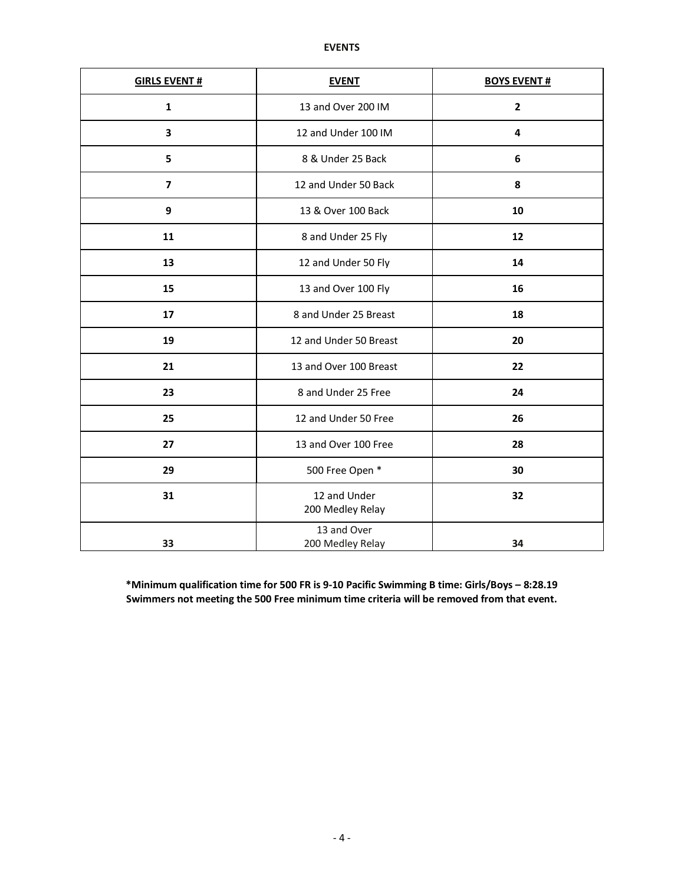**EVENTS**

| GIRLS EVENT # | EVENT | BOYS EVENT # |
|---|---|---|
| 1 | 13 and Over 200 IM | 2 |
| 3 | 12 and Under 100 IM | 4 |
| 5 | 8 & Under 25 Back | 6 |
| 7 | 12 and Under 50 Back | 8 |
| 9 | 13 & Over 100 Back | 10 |
| 11 | 8 and Under 25 Fly | 12 |
| 13 | 12 and Under 50 Fly | 14 |
| 15 | 13 and Over 100 Fly | 16 |
| 17 | 8 and Under 25 Breast | 18 |
| 19 | 12 and Under 50 Breast | 20 |
| 21 | 13 and Over 100 Breast | 22 |
| 23 | 8 and Under 25 Free | 24 |
| 25 | 12 and Under 50 Free | 26 |
| 27 | 13 and Over 100 Free | 28 |
| 29 | 500 Free Open * | 30 |
| 31 | 12 and Under 200 Medley Relay | 32 |
| 33 | 13 and Over 200 Medley Relay | 34 |

**\*Minimum qualification time for 500 FR is 9-10 Pacific Swimming B time: Girls/Boys – 8:28.19**
**Swimmers not meeting the 500 Free minimum time criteria will be removed from that event.**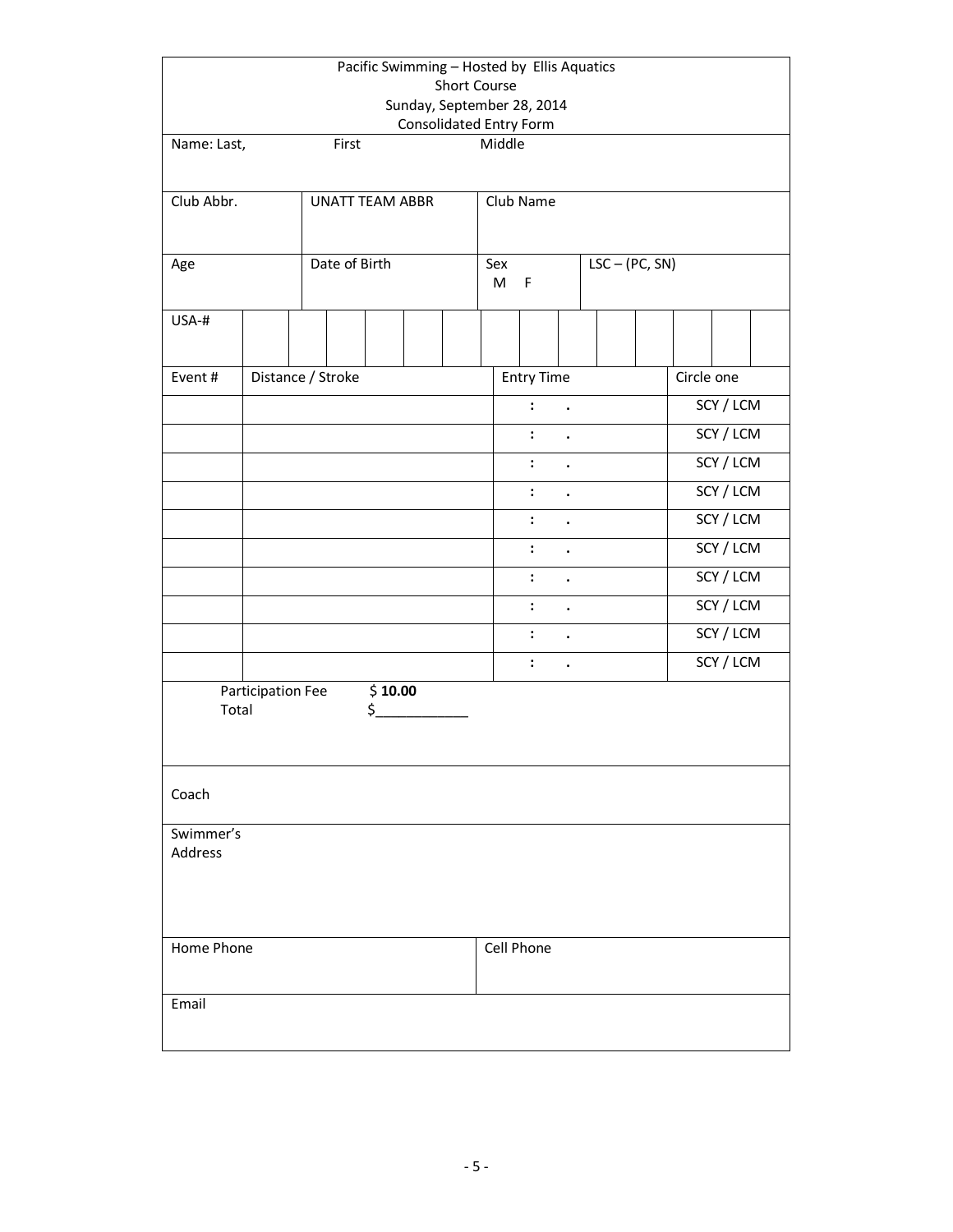Pacific Swimming – Hosted by Ellis Aquatics
Short Course
Sunday, September 28, 2014
Consolidated Entry Form

| Name: Last, | First | Middle | |
|---|---|---|---|
| Club Abbr. | UNATT TEAM ABBR | Club Name | |
| Age | Date of Birth | Sex<br>M F | LSC – (PC, SN) |

| USA-# | | | | | | | | | | | | | | |
|---|---|---|---|---|---|---|---|---|---|---|---|---|---|---|

| Event # | Distance / Stroke | Entry Time | Circle one |
|---|---|---|---|
| | | : . | SCY / LCM |
| | | : . | SCY / LCM |
| | | : . | SCY / LCM |
| | | : . | SCY / LCM |
| | | : . | SCY / LCM |
| | | : . | SCY / LCM |
| | | : . | SCY / LCM |
| | | : . | SCY / LCM |
| | | : . | SCY / LCM |
| | | : . | SCY / LCM |

Participation Fee $ **10.00**
Total $____________

| | |
|---|---|
| Coach | |
| Swimmer's Address | |
| Home Phone | Cell Phone |
| Email | |